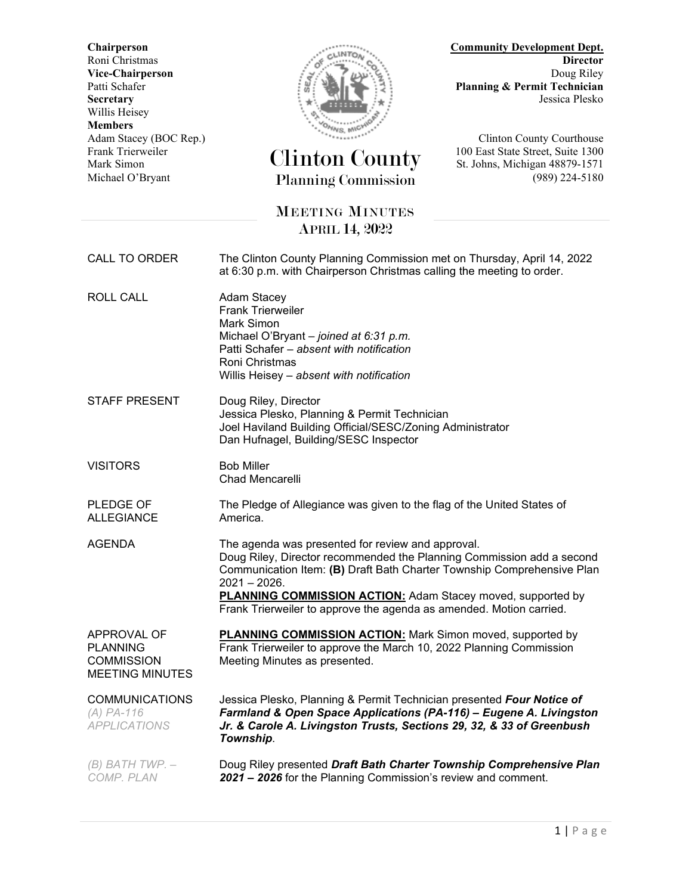**Chairperson**
Roni Christmas
**Vice-Chairperson**
Patti Schafer
**Secretary**
Willis Heisey
**Members**
Adam Stacey (BOC Rep.)
Frank Trierweiler
Mark Simon
Michael O'Bryant

# Clinton County
## Planning Commission

**Community Development Dept.**
**Director**
Doug Riley
**Planning & Permit Technician**
Jessica Plesko

Clinton County Courthouse
100 East State Street, Suite 1300
St. Johns, Michigan 48879-1571
(989) 224-5180

## MEETING MINUTES
## APRIL 14, 2022

CALL TO ORDER

The Clinton County Planning Commission met on Thursday, April 14, 2022 at 6:30 p.m. with Chairperson Christmas calling the meeting to order.

ROLL CALL

Adam Stacey
Frank Trierweiler
Mark Simon
Michael O'Bryant – *joined at 6:31 p.m.*
Patti Schafer – *absent with notification*
Roni Christmas
Willis Heisey – *absent with notification*

STAFF PRESENT

Doug Riley, Director
Jessica Plesko, Planning & Permit Technician
Joel Haviland Building Official/SESC/Zoning Administrator
Dan Hufnagel, Building/SESC Inspector

VISITORS

Bob Miller
Chad Mencarelli

PLEDGE OF ALLEGIANCE

The Pledge of Allegiance was given to the flag of the United States of America.

AGENDA

The agenda was presented for review and approval.
Doug Riley, Director recommended the Planning Commission add a second Communication Item: **(B)** Draft Bath Charter Township Comprehensive Plan 2021 – 2026.
**PLANNING COMMISSION ACTION:** Adam Stacey moved, supported by Frank Trierweiler to approve the agenda as amended. Motion carried.

APPROVAL OF PLANNING COMMISSION MEETING MINUTES

**PLANNING COMMISSION ACTION:** Mark Simon moved, supported by Frank Trierweiler to approve the March 10, 2022 Planning Commission Meeting Minutes as presented.

COMMUNICATIONS
*(A) PA-116 APPLICATIONS*

Jessica Plesko, Planning & Permit Technician presented ***Four Notice of Farmland & Open Space Applications (PA-116) – Eugene A. Livingston Jr. & Carole A. Livingston Trusts, Sections 29, 32, & 33 of Greenbush Township***.

*(B) BATH TWP. – COMP. PLAN*

Doug Riley presented ***Draft Bath Charter Township Comprehensive Plan 2021 – 2026*** for the Planning Commission's review and comment.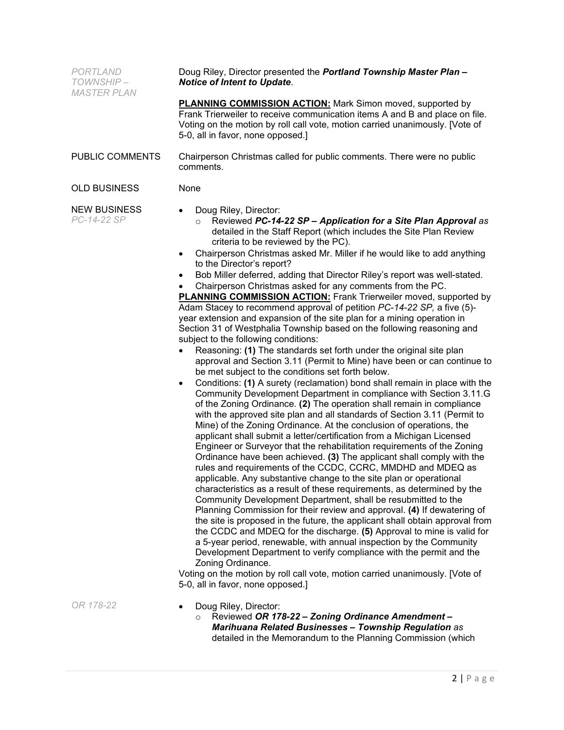*PORTLAND TOWNSHIP – MASTER PLAN*

Doug Riley, Director presented the ***Portland Township Master Plan – Notice of Intent to Update***.

**PLANNING COMMISSION ACTION:** Mark Simon moved, supported by Frank Trierweiler to receive communication items A and B and place on file. Voting on the motion by roll call vote, motion carried unanimously. [Vote of 5-0, all in favor, none opposed.]

PUBLIC COMMENTS

Chairperson Christmas called for public comments. There were no public comments.

OLD BUSINESS

None

NEW BUSINESS
*PC-14-22 SP*

- Doug Riley, Director:
  - Reviewed ***PC-14-22 SP – Application for a Site Plan Approval*** *as* detailed in the Staff Report (which includes the Site Plan Review criteria to be reviewed by the PC).
- Chairperson Christmas asked Mr. Miller if he would like to add anything to the Director's report?
- Bob Miller deferred, adding that Director Riley's report was well-stated.
- Chairperson Christmas asked for any comments from the PC.

**PLANNING COMMISSION ACTION:** Frank Trierweiler moved, supported by Adam Stacey to recommend approval of petition *PC-14-22 SP,* a five (5)-year extension and expansion of the site plan for a mining operation in Section 31 of Westphalia Township based on the following reasoning and subject to the following conditions:

- Reasoning: **(1)** The standards set forth under the original site plan approval and Section 3.11 (Permit to Mine) have been or can continue to be met subject to the conditions set forth below.
- Conditions: **(1)** A surety (reclamation) bond shall remain in place with the Community Development Department in compliance with Section 3.11.G of the Zoning Ordinance. **(2)** The operation shall remain in compliance with the approved site plan and all standards of Section 3.11 (Permit to Mine) of the Zoning Ordinance. At the conclusion of operations, the applicant shall submit a letter/certification from a Michigan Licensed Engineer or Surveyor that the rehabilitation requirements of the Zoning Ordinance have been achieved. **(3)** The applicant shall comply with the rules and requirements of the CCDC, CCRC, MMDHD and MDEQ as applicable. Any substantive change to the site plan or operational characteristics as a result of these requirements, as determined by the Community Development Department, shall be resubmitted to the Planning Commission for their review and approval. **(4)** If dewatering of the site is proposed in the future, the applicant shall obtain approval from the CCDC and MDEQ for the discharge. **(5)** Approval to mine is valid for a 5-year period, renewable, with annual inspection by the Community Development Department to verify compliance with the permit and the Zoning Ordinance.

Voting on the motion by roll call vote, motion carried unanimously. [Vote of 5-0, all in favor, none opposed.]

*OR 178-22*

- Doug Riley, Director:
  - Reviewed ***OR 178-22 – Zoning Ordinance Amendment – Marihuana Related Businesses – Township Regulation*** *as* detailed in the Memorandum to the Planning Commission (which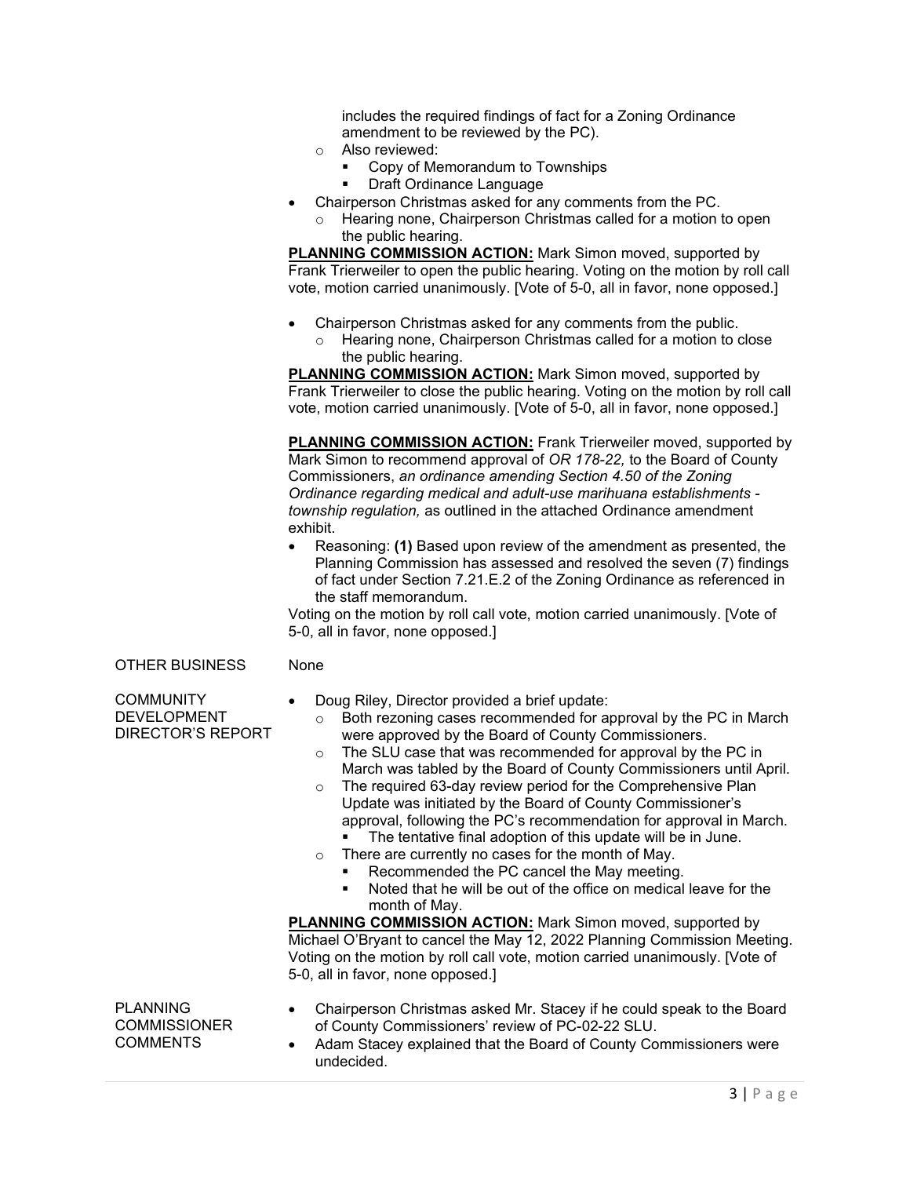includes the required findings of fact for a Zoning Ordinance amendment to be reviewed by the PC).
  - Also reviewed:
    - Copy of Memorandum to Townships
    - Draft Ordinance Language
- Chairperson Christmas asked for any comments from the PC.
  - Hearing none, Chairperson Christmas called for a motion to open the public hearing.

**PLANNING COMMISSION ACTION:** Mark Simon moved, supported by Frank Trierweiler to open the public hearing. Voting on the motion by roll call vote, motion carried unanimously. [Vote of 5-0, all in favor, none opposed.]

- Chairperson Christmas asked for any comments from the public.
  - Hearing none, Chairperson Christmas called for a motion to close the public hearing.

**PLANNING COMMISSION ACTION:** Mark Simon moved, supported by Frank Trierweiler to close the public hearing. Voting on the motion by roll call vote, motion carried unanimously. [Vote of 5-0, all in favor, none opposed.]

**PLANNING COMMISSION ACTION:** Frank Trierweiler moved, supported by Mark Simon to recommend approval of *OR 178-22,* to the Board of County Commissioners, *an ordinance amending Section 4.50 of the Zoning Ordinance regarding medical and adult-use marihuana establishments - township regulation,* as outlined in the attached Ordinance amendment exhibit.

- Reasoning: **(1)** Based upon review of the amendment as presented, the Planning Commission has assessed and resolved the seven (7) findings of fact under Section 7.21.E.2 of the Zoning Ordinance as referenced in the staff memorandum.

Voting on the motion by roll call vote, motion carried unanimously. [Vote of 5-0, all in favor, none opposed.]

**OTHER BUSINESS**

None

**COMMUNITY DEVELOPMENT DIRECTOR'S REPORT**

- Doug Riley, Director provided a brief update:
  - Both rezoning cases recommended for approval by the PC in March were approved by the Board of County Commissioners.
  - The SLU case that was recommended for approval by the PC in March was tabled by the Board of County Commissioners until April.
  - The required 63-day review period for the Comprehensive Plan Update was initiated by the Board of County Commissioner's approval, following the PC's recommendation for approval in March.
    - The tentative final adoption of this update will be in June.
  - There are currently no cases for the month of May.
    - Recommended the PC cancel the May meeting.
    - Noted that he will be out of the office on medical leave for the month of May.

**PLANNING COMMISSION ACTION:** Mark Simon moved, supported by Michael O'Bryant to cancel the May 12, 2022 Planning Commission Meeting. Voting on the motion by roll call vote, motion carried unanimously. [Vote of 5-0, all in favor, none opposed.]

**PLANNING COMMISSIONER COMMENTS**

- Chairperson Christmas asked Mr. Stacey if he could speak to the Board of County Commissioners' review of PC-02-22 SLU.
- Adam Stacey explained that the Board of County Commissioners were undecided.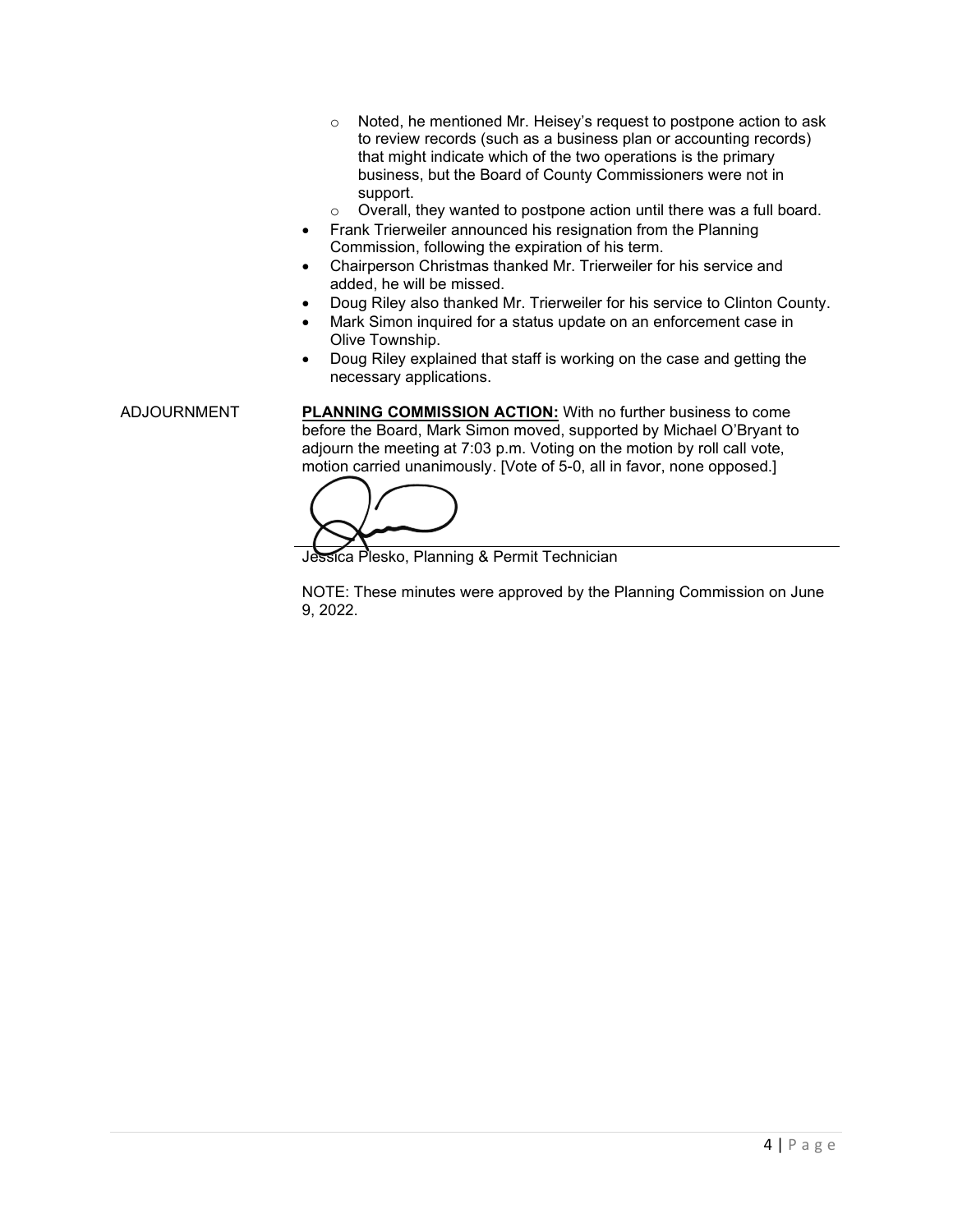- Noted, he mentioned Mr. Heisey's request to postpone action to ask to review records (such as a business plan or accounting records) that might indicate which of the two operations is the primary business, but the Board of County Commissioners were not in support.
- Overall, they wanted to postpone action until there was a full board.

- Frank Trierweiler announced his resignation from the Planning Commission, following the expiration of his term.
- Chairperson Christmas thanked Mr. Trierweiler for his service and added, he will be missed.
- Doug Riley also thanked Mr. Trierweiler for his service to Clinton County.
- Mark Simon inquired for a status update on an enforcement case in Olive Township.
- Doug Riley explained that staff is working on the case and getting the necessary applications.

ADJOURNMENT

**PLANNING COMMISSION ACTION:** With no further business to come before the Board, Mark Simon moved, supported by Michael O'Bryant to adjourn the meeting at 7:03 p.m. Voting on the motion by roll call vote, motion carried unanimously. [Vote of 5-0, all in favor, none opposed.]

Jessica Plesko, Planning & Permit Technician

NOTE: These minutes were approved by the Planning Commission on June 9, 2022.